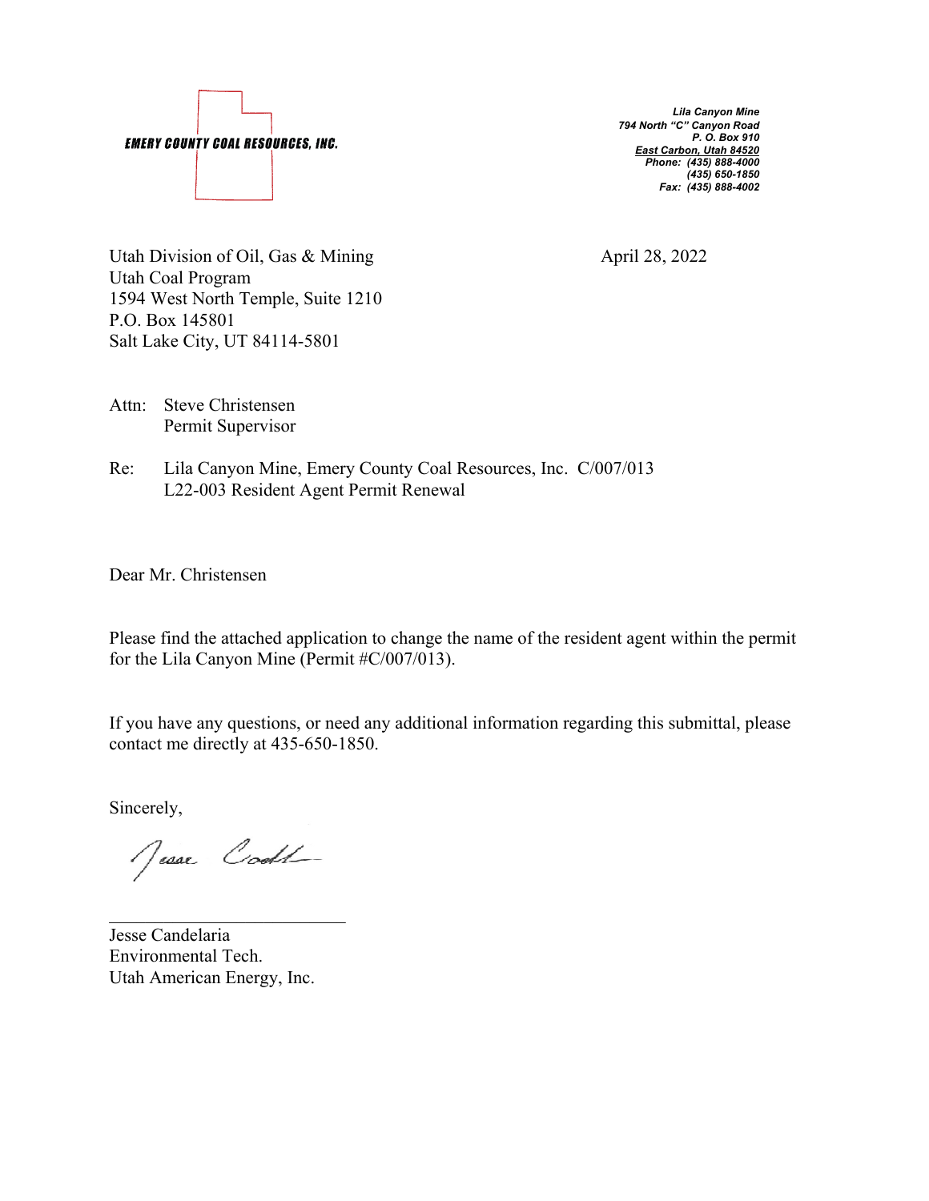**EMERY COUNTY COAL RESOURCES, INC.**

*Lila Canyon Mine*
*794 North "C" Canyon Road*
*P. O. Box 910*
*East Carbon, Utah 84520*
*Phone: (435) 888-4000*
*(435) 650-1850*
*Fax: (435) 888-4002*

Utah Division of Oil, Gas & Mining
Utah Coal Program
1594 West North Temple, Suite 1210
P.O. Box 145801
Salt Lake City, UT 84114-5801

April 28, 2022

Attn: Steve Christensen
Permit Supervisor

Re: Lila Canyon Mine, Emery County Coal Resources, Inc. C/007/013
L22-003 Resident Agent Permit Renewal

Dear Mr. Christensen

Please find the attached application to change the name of the resident agent within the permit for the Lila Canyon Mine (Permit #C/007/013).

If you have any questions, or need any additional information regarding this submittal, please contact me directly at 435-650-1850.

Sincerely,

Jesse Candelaria
Environmental Tech.
Utah American Energy, Inc.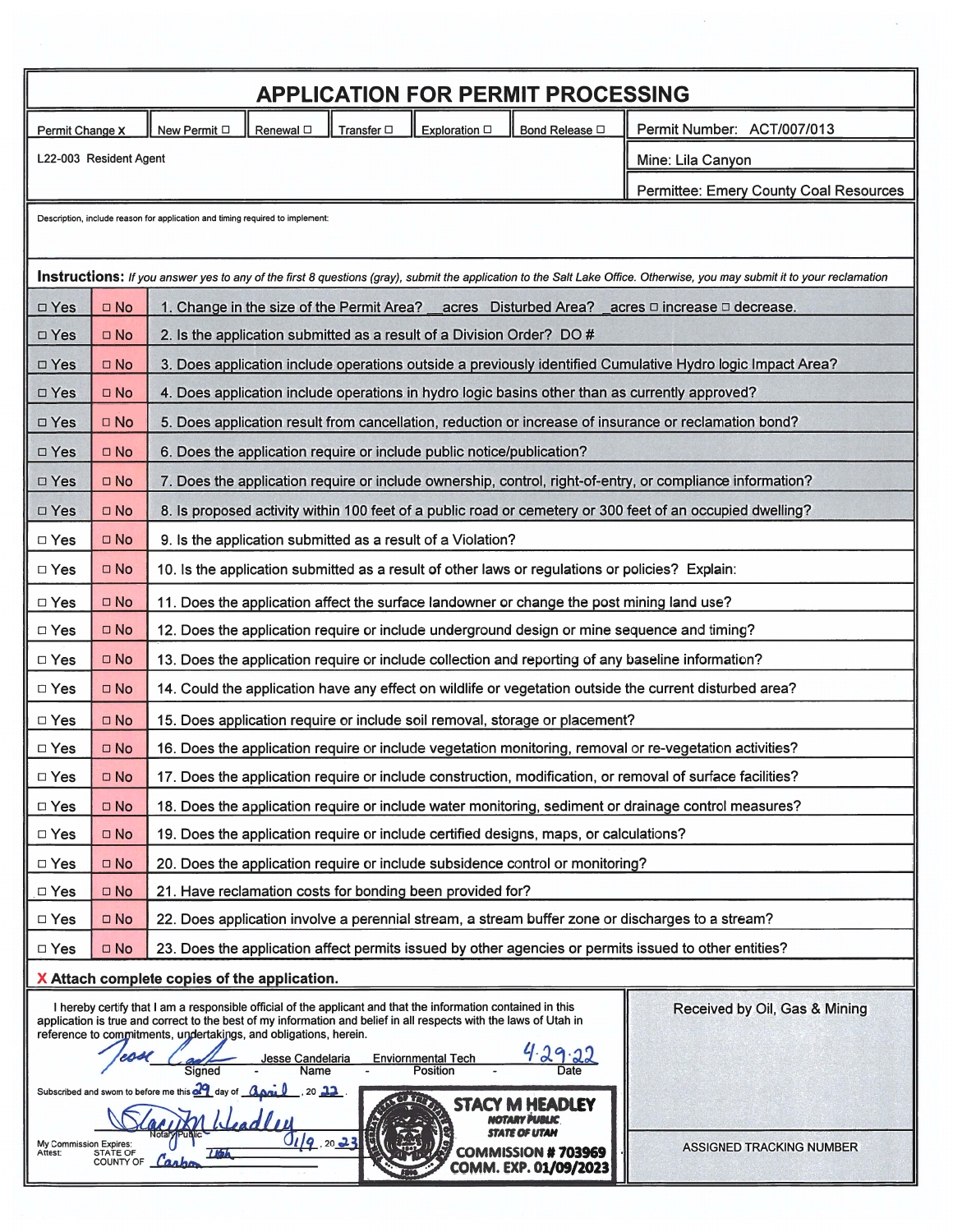# APPLICATION FOR PERMIT PROCESSING

| Permit Change X | New Permit ☐ | Renewal ☐ | Transfer ☐ | Exploration ☐ | Bond Release ☐ | Permit Number: ACT/007/013 |
|---|---|---|---|---|---|---|
| L22-003 Resident Agent | | | | | | Mine: Lila Canyon |
| | | | | | | Permittee: Emery County Coal Resources |

Description, include reason for application and timing required to implement:

**Instructions:** *If you answer yes to any of the first 8 questions (gray), submit the application to the Salt Lake Office. Otherwise, you may submit it to your reclamation*

| Yes | No | Question |
|---|---|---|
| ☐ Yes | ☐ No | 1. Change in the size of the Permit Area? \_\_acres Disturbed Area? \_acres ☐ increase ☐ decrease. |
| ☐ Yes | ☐ No | 2. Is the application submitted as a result of a Division Order? DO # |
| ☐ Yes | ☐ No | 3. Does application include operations outside a previously identified Cumulative Hydro logic Impact Area? |
| ☐ Yes | ☐ No | 4. Does application include operations in hydro logic basins other than as currently approved? |
| ☐ Yes | ☐ No | 5. Does application result from cancellation, reduction or increase of insurance or reclamation bond? |
| ☐ Yes | ☐ No | 6. Does the application require or include public notice/publication? |
| ☐ Yes | ☐ No | 7. Does the application require or include ownership, control, right-of-entry, or compliance information? |
| ☐ Yes | ☐ No | 8. Is proposed activity within 100 feet of a public road or cemetery or 300 feet of an occupied dwelling? |
| ☐ Yes | ☐ No | 9. Is the application submitted as a result of a Violation? |
| ☐ Yes | ☐ No | 10. Is the application submitted as a result of other laws or regulations or policies? Explain: |
| ☐ Yes | ☐ No | 11. Does the application affect the surface landowner or change the post mining land use? |
| ☐ Yes | ☐ No | 12. Does the application require or include underground design or mine sequence and timing? |
| ☐ Yes | ☐ No | 13. Does the application require or include collection and reporting of any baseline information? |
| ☐ Yes | ☐ No | 14. Could the application have any effect on wildlife or vegetation outside the current disturbed area? |
| ☐ Yes | ☐ No | 15. Does application require or include soil removal, storage or placement? |
| ☐ Yes | ☐ No | 16. Does the application require or include vegetation monitoring, removal or re-vegetation activities? |
| ☐ Yes | ☐ No | 17. Does the application require or include construction, modification, or removal of surface facilities? |
| ☐ Yes | ☐ No | 18. Does the application require or include water monitoring, sediment or drainage control measures? |
| ☐ Yes | ☐ No | 19. Does the application require or include certified designs, maps, or calculations? |
| ☐ Yes | ☐ No | 20. Does the application require or include subsidence control or monitoring? |
| ☐ Yes | ☐ No | 21. Have reclamation costs for bonding been provided for? |
| ☐ Yes | ☐ No | 22. Does application involve a perennial stream, a stream buffer zone or discharges to a stream? |
| ☐ Yes | ☐ No | 23. Does the application affect permits issued by other agencies or permits issued to other entities? |

**X Attach complete copies of the application.**

I hereby certify that I am a responsible official of the applicant and that the information contained in this application is true and correct to the best of my information and belief in all respects with the laws of Utah in reference to commitments, undertakings, and obligations, herein.

Jesse Candelaria (signature) - Jesse Candelaria - Enviornmental Tech - 4.29.22

Signed - Name - Position - Date

Subscribed and sworn to before me this 29 day of April, 20 22.

Stacy M Headley (signature)
Notary Public

My Commission Expires: 01/9, 20 23
Attest: STATE OF Utah
COUNTY OF Carbon

STACY M HEADLEY
NOTARY PUBLIC
STATE OF UTAH
COMMISSION # 703969
COMM. EXP. 01/09/2023

Received by Oil, Gas & Mining

ASSIGNED TRACKING NUMBER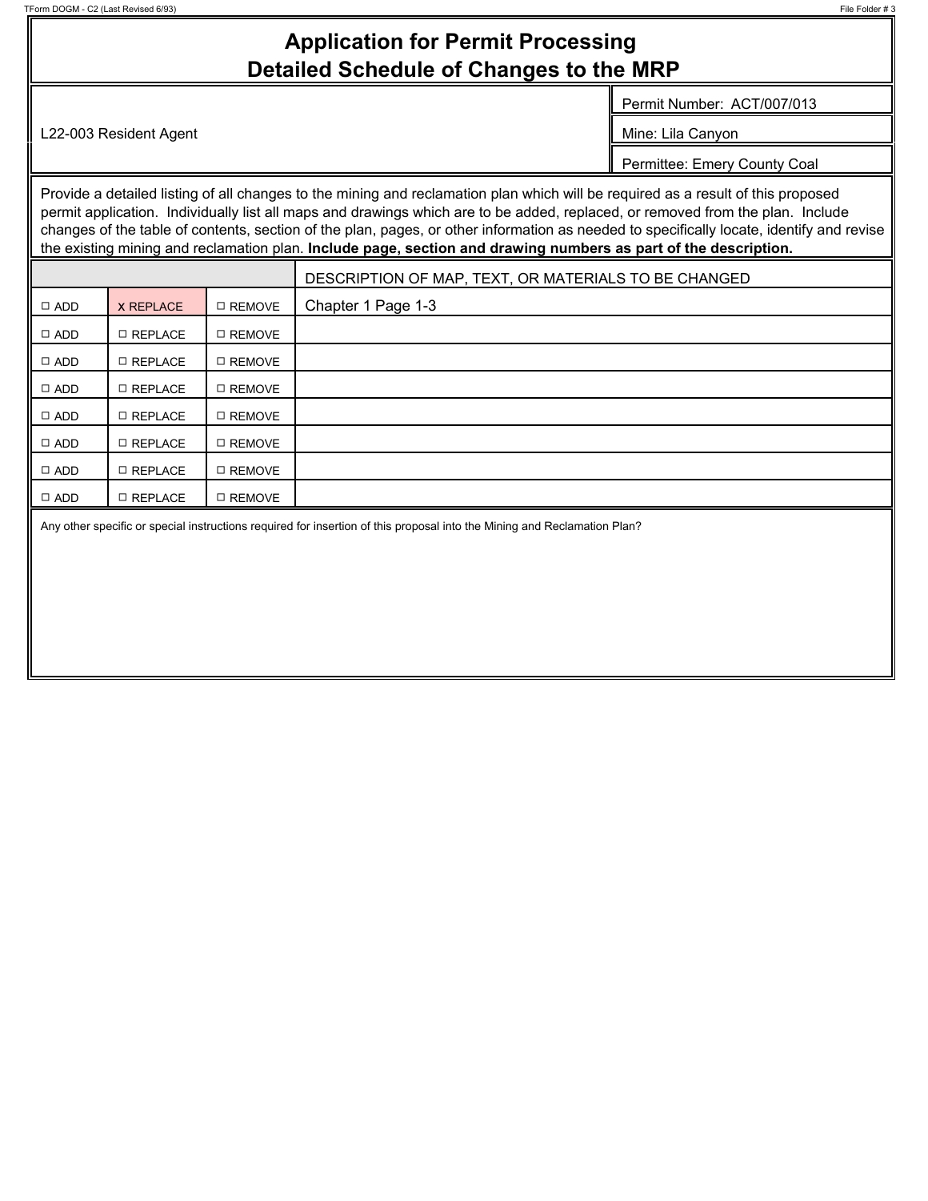# Application for Permit Processing
# Detailed Schedule of Changes to the MRP

| L22-003 Resident Agent | Permit Number: ACT/007/013 |
|---|---|
| | Mine: Lila Canyon |
| | Permittee: Emery County Coal |

Provide a detailed listing of all changes to the mining and reclamation plan which will be required as a result of this proposed permit application. Individually list all maps and drawings which are to be added, replaced, or removed from the plan. Include changes of the table of contents, section of the plan, pages, or other information as needed to specifically locate, identify and revise the existing mining and reclamation plan. **Include page, section and drawing numbers as part of the description.**

| | | | DESCRIPTION OF MAP, TEXT, OR MATERIALS TO BE CHANGED |
|---|---|---|---|
| ☐ ADD | x REPLACE | ☐ REMOVE | Chapter 1 Page 1-3 |
| ☐ ADD | ☐ REPLACE | ☐ REMOVE | |
| ☐ ADD | ☐ REPLACE | ☐ REMOVE | |
| ☐ ADD | ☐ REPLACE | ☐ REMOVE | |
| ☐ ADD | ☐ REPLACE | ☐ REMOVE | |
| ☐ ADD | ☐ REPLACE | ☐ REMOVE | |
| ☐ ADD | ☐ REPLACE | ☐ REMOVE | |
| ☐ ADD | ☐ REPLACE | ☐ REMOVE | |

Any other specific or special instructions required for insertion of this proposal into the Mining and Reclamation Plan?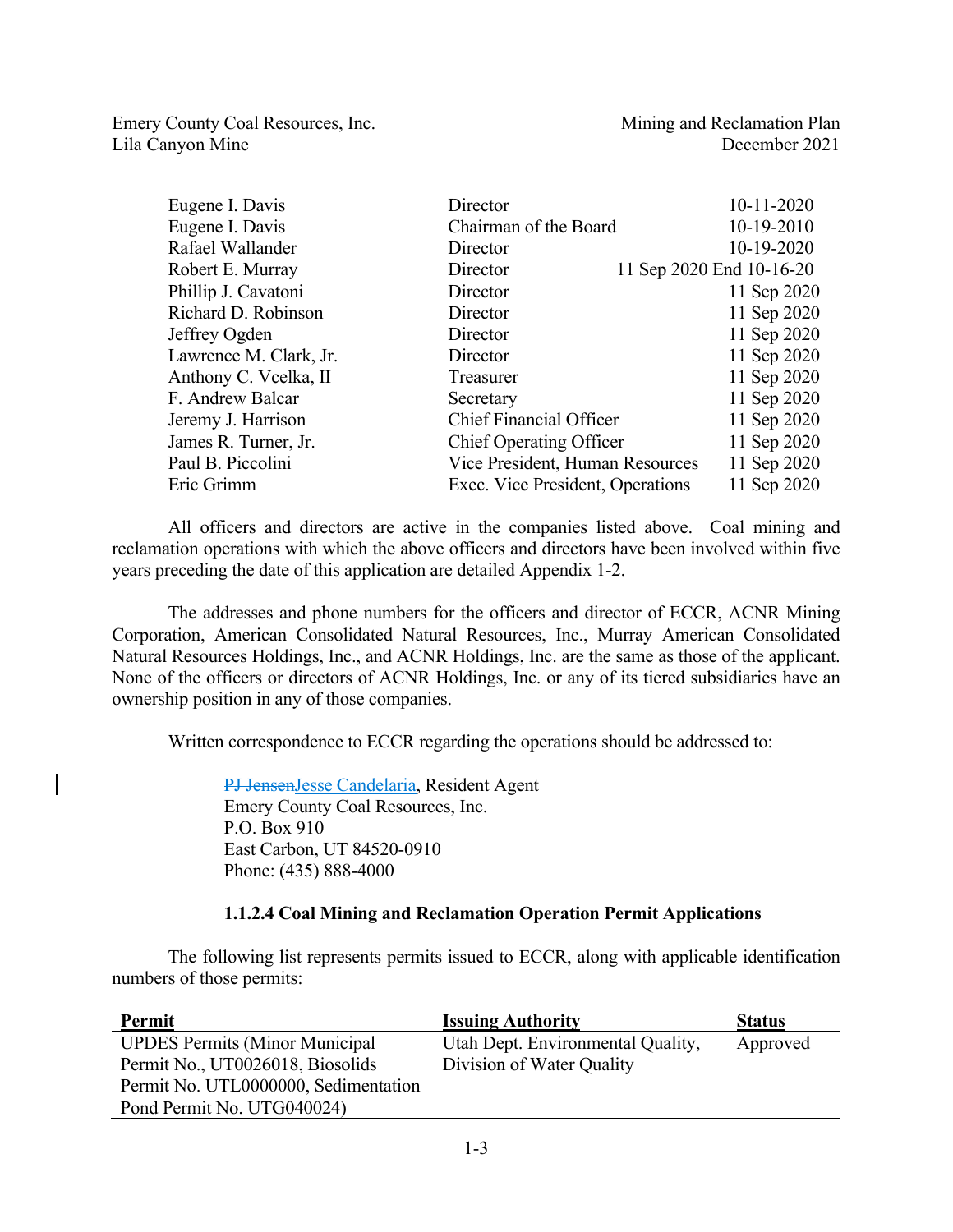| | | |
|---|---|---|
| Eugene I. Davis | Director | 10-11-2020 |
| Eugene I. Davis | Chairman of the Board | 10-19-2010 |
| Rafael Wallander | Director | 10-19-2020 |
| Robert E. Murray | Director | 11 Sep 2020 End 10-16-20 |
| Phillip J. Cavatoni | Director | 11 Sep 2020 |
| Richard D. Robinson | Director | 11 Sep 2020 |
| Jeffrey Ogden | Director | 11 Sep 2020 |
| Lawrence M. Clark, Jr. | Director | 11 Sep 2020 |
| Anthony C. Vcelka, II | Treasurer | 11 Sep 2020 |
| F. Andrew Balcar | Secretary | 11 Sep 2020 |
| Jeremy J. Harrison | Chief Financial Officer | 11 Sep 2020 |
| James R. Turner, Jr. | Chief Operating Officer | 11 Sep 2020 |
| Paul B. Piccolini | Vice President, Human Resources | 11 Sep 2020 |
| Eric Grimm | Exec. Vice President, Operations | 11 Sep 2020 |

All officers and directors are active in the companies listed above. Coal mining and reclamation operations with which the above officers and directors have been involved within five years preceding the date of this application are detailed Appendix 1-2.

The addresses and phone numbers for the officers and director of ECCR, ACNR Mining Corporation, American Consolidated Natural Resources, Inc., Murray American Consolidated Natural Resources Holdings, Inc., and ACNR Holdings, Inc. are the same as those of the applicant. None of the officers or directors of ACNR Holdings, Inc. or any of its tiered subsidiaries have an ownership position in any of those companies.

Written correspondence to ECCR regarding the operations should be addressed to:

> ~~PJ Jensen~~Jesse Candelaria, Resident Agent
> Emery County Coal Resources, Inc.
> P.O. Box 910
> East Carbon, UT 84520-0910
> Phone: (435) 888-4000

#### 1.1.2.4 Coal Mining and Reclamation Operation Permit Applications

The following list represents permits issued to ECCR, along with applicable identification numbers of those permits:

| Permit | Issuing Authority | Status |
|---|---|---|
| UPDES Permits (Minor Municipal Permit No., UT0026018, Biosolids Permit No. UTL0000000, Sedimentation Pond Permit No. UTG040024) | Utah Dept. Environmental Quality, Division of Water Quality | Approved |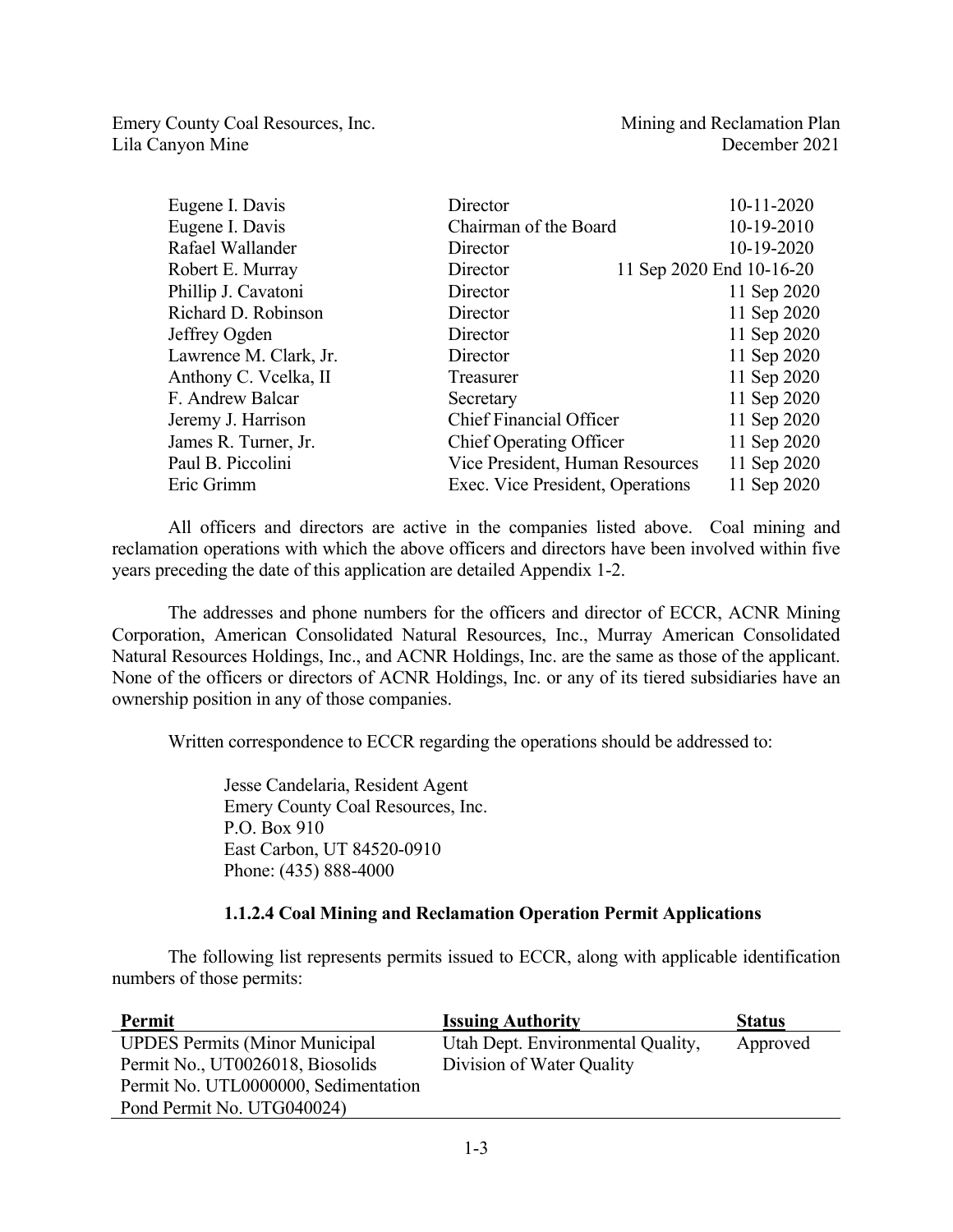| | | |
|---|---|---|
| Eugene I. Davis | Director | 10-11-2020 |
| Eugene I. Davis | Chairman of the Board | 10-19-2010 |
| Rafael Wallander | Director | 10-19-2020 |
| Robert E. Murray | Director | 11 Sep 2020 End 10-16-20 |
| Phillip J. Cavatoni | Director | 11 Sep 2020 |
| Richard D. Robinson | Director | 11 Sep 2020 |
| Jeffrey Ogden | Director | 11 Sep 2020 |
| Lawrence M. Clark, Jr. | Director | 11 Sep 2020 |
| Anthony C. Vcelka, II | Treasurer | 11 Sep 2020 |
| F. Andrew Balcar | Secretary | 11 Sep 2020 |
| Jeremy J. Harrison | Chief Financial Officer | 11 Sep 2020 |
| James R. Turner, Jr. | Chief Operating Officer | 11 Sep 2020 |
| Paul B. Piccolini | Vice President, Human Resources | 11 Sep 2020 |
| Eric Grimm | Exec. Vice President, Operations | 11 Sep 2020 |

All officers and directors are active in the companies listed above. Coal mining and reclamation operations with which the above officers and directors have been involved within five years preceding the date of this application are detailed Appendix 1-2.

The addresses and phone numbers for the officers and director of ECCR, ACNR Mining Corporation, American Consolidated Natural Resources, Inc., Murray American Consolidated Natural Resources Holdings, Inc., and ACNR Holdings, Inc. are the same as those of the applicant. None of the officers or directors of ACNR Holdings, Inc. or any of its tiered subsidiaries have an ownership position in any of those companies.

Written correspondence to ECCR regarding the operations should be addressed to:

Jesse Candelaria, Resident Agent
Emery County Coal Resources, Inc.
P.O. Box 910
East Carbon, UT 84520-0910
Phone: (435) 888-4000

### 1.1.2.4 Coal Mining and Reclamation Operation Permit Applications

The following list represents permits issued to ECCR, along with applicable identification numbers of those permits:

| Permit | Issuing Authority | Status |
|---|---|---|
| UPDES Permits (Minor Municipal Permit No., UT0026018, Biosolids Permit No. UTL0000000, Sedimentation Pond Permit No. UTG040024) | Utah Dept. Environmental Quality, Division of Water Quality | Approved |